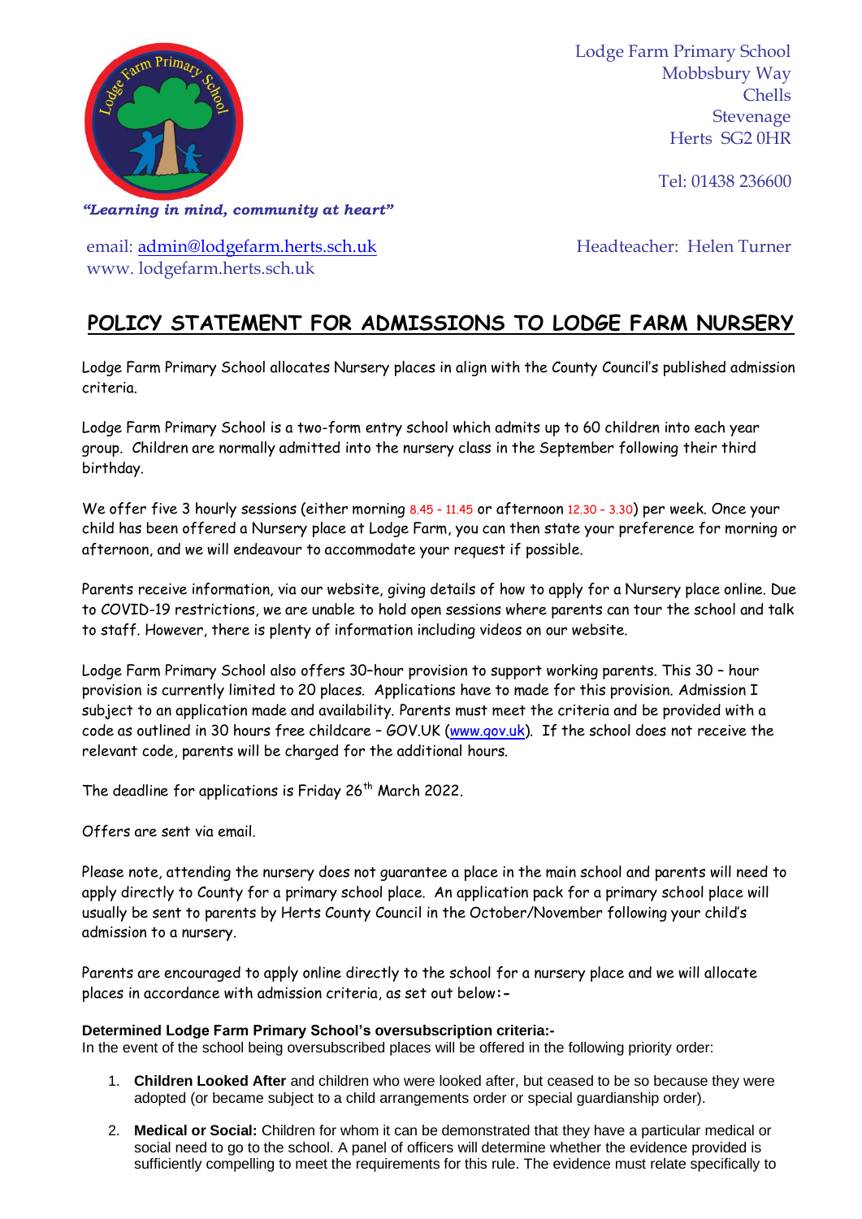Lodge Farm Primary School
Mobbsbury Way
Chells
Stevenage
Herts SG2 0HR

Tel: 01438 236600

*"Learning in mind, community at heart"*

email: admin@lodgefarm.herts.sch.uk
www. lodgefarm.herts.sch.uk

Headteacher: Helen Turner

# POLICY STATEMENT FOR ADMISSIONS TO LODGE FARM NURSERY

Lodge Farm Primary School allocates Nursery places in align with the County Council's published admission criteria.

Lodge Farm Primary School is a two-form entry school which admits up to 60 children into each year group. Children are normally admitted into the nursery class in the September following their third birthday.

We offer five 3 hourly sessions (either morning 8.45 - 11.45 or afternoon 12.30 - 3.30) per week. Once your child has been offered a Nursery place at Lodge Farm, you can then state your preference for morning or afternoon, and we will endeavour to accommodate your request if possible.

Parents receive information, via our website, giving details of how to apply for a Nursery place online. Due to COVID-19 restrictions, we are unable to hold open sessions where parents can tour the school and talk to staff. However, there is plenty of information including videos on our website.

Lodge Farm Primary School also offers 30–hour provision to support working parents. This 30 – hour provision is currently limited to 20 places. Applications have to made for this provision. Admission I subject to an application made and availability. Parents must meet the criteria and be provided with a code as outlined in 30 hours free childcare - GOV.UK (www.gov.uk). If the school does not receive the relevant code, parents will be charged for the additional hours.

The deadline for applications is Friday 26th March 2022.

Offers are sent via email.

Please note, attending the nursery does not guarantee a place in the main school and parents will need to apply directly to County for a primary school place. An application pack for a primary school place will usually be sent to parents by Herts County Council in the October/November following your child's admission to a nursery.

Parents are encouraged to apply online directly to the school for a nursery place and we will allocate places in accordance with admission criteria, as set out below:-

**Determined Lodge Farm Primary School's oversubscription criteria:-**
In the event of the school being oversubscribed places will be offered in the following priority order:

1. **Children Looked After** and children who were looked after, but ceased to be so because they were adopted (or became subject to a child arrangements order or special guardianship order).
2. **Medical or Social:** Children for whom it can be demonstrated that they have a particular medical or social need to go to the school. A panel of officers will determine whether the evidence provided is sufficiently compelling to meet the requirements for this rule. The evidence must relate specifically to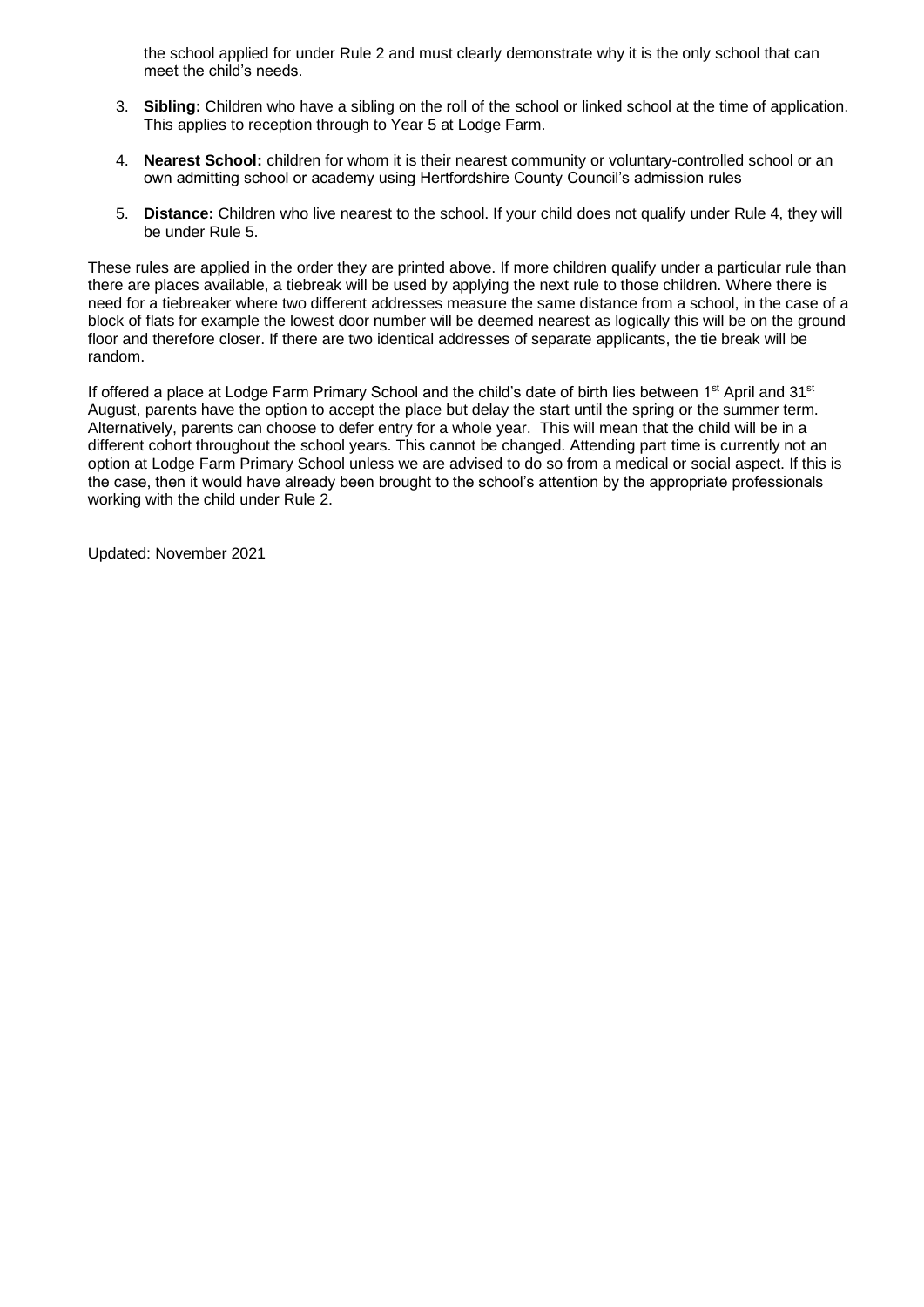the school applied for under Rule 2 and must clearly demonstrate why it is the only school that can meet the child's needs.

3. **Sibling:** Children who have a sibling on the roll of the school or linked school at the time of application. This applies to reception through to Year 5 at Lodge Farm.
4. **Nearest School:** children for whom it is their nearest community or voluntary-controlled school or an own admitting school or academy using Hertfordshire County Council's admission rules
5. **Distance:** Children who live nearest to the school. If your child does not qualify under Rule 4, they will be under Rule 5.

These rules are applied in the order they are printed above. If more children qualify under a particular rule than there are places available, a tiebreak will be used by applying the next rule to those children. Where there is need for a tiebreaker where two different addresses measure the same distance from a school, in the case of a block of flats for example the lowest door number will be deemed nearest as logically this will be on the ground floor and therefore closer. If there are two identical addresses of separate applicants, the tie break will be random.

If offered a place at Lodge Farm Primary School and the child's date of birth lies between 1st April and 31st August, parents have the option to accept the place but delay the start until the spring or the summer term. Alternatively, parents can choose to defer entry for a whole year. This will mean that the child will be in a different cohort throughout the school years. This cannot be changed. Attending part time is currently not an option at Lodge Farm Primary School unless we are advised to do so from a medical or social aspect. If this is the case, then it would have already been brought to the school's attention by the appropriate professionals working with the child under Rule 2.

Updated: November 2021